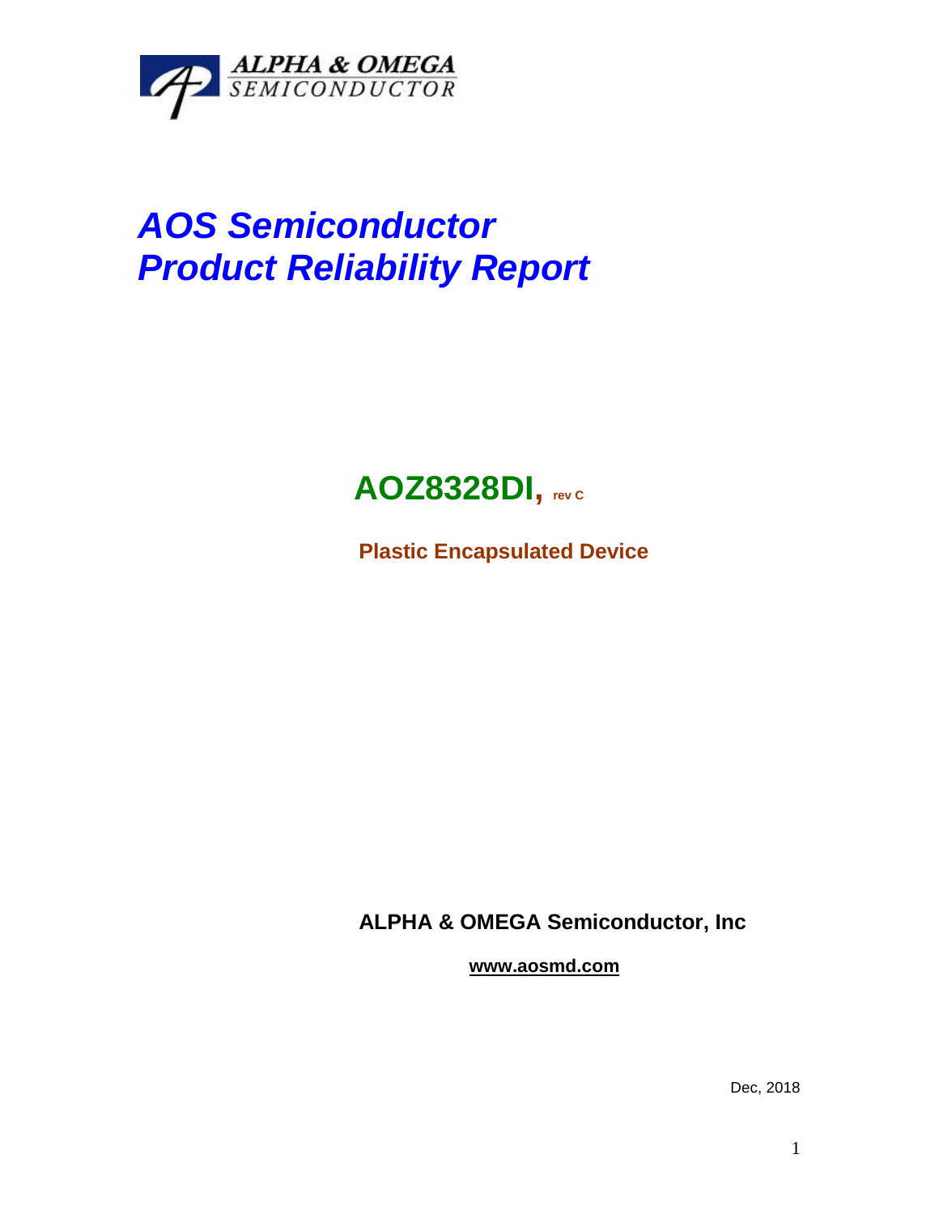ALPHA & OMEGA
SEMICONDUCTOR

# *AOS Semiconductor*
# *Product Reliability Report*

## AOZ8328DI, rev C

**Plastic Encapsulated Device**

**ALPHA & OMEGA Semiconductor, Inc**

**www.aosmd.com**

Dec, 2018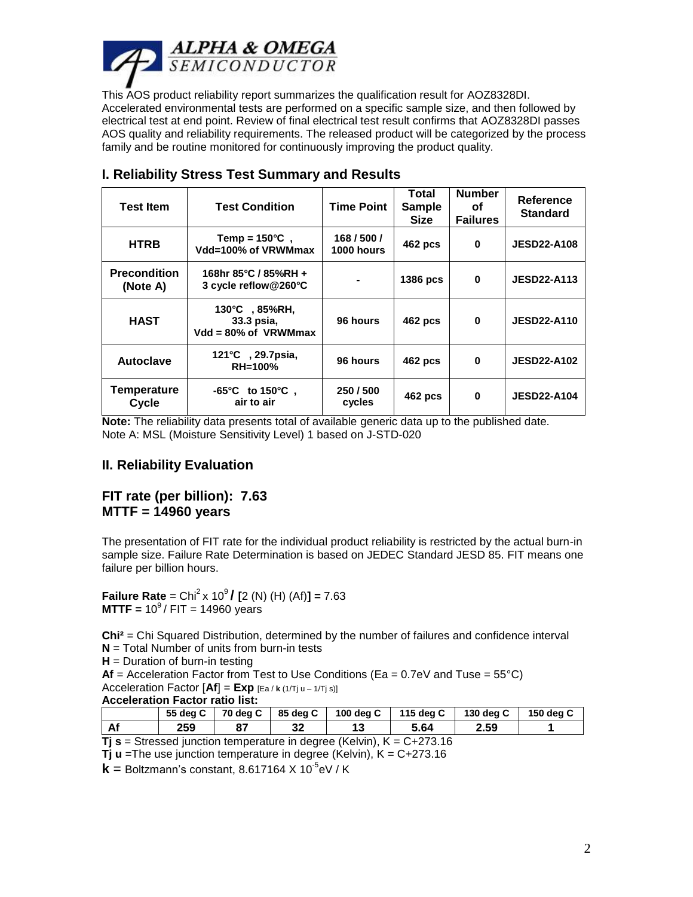**ALPHA & OMEGA SEMICONDUCTOR**

This AOS product reliability report summarizes the qualification result for AOZ8328DI. Accelerated environmental tests are performed on a specific sample size, and then followed by electrical test at end point. Review of final electrical test result confirms that AOZ8328DI passes AOS quality and reliability requirements. The released product will be categorized by the process family and be routine monitored for continuously improving the product quality.

## I. Reliability Stress Test Summary and Results

| Test Item | Test Condition | Time Point | Total Sample Size | Number of Failures | Reference Standard |
|---|---|---|---|---|---|
| HTRB | Temp = 150°C , Vdd=100% of VRWMmax | 168 / 500 / 1000 hours | 462 pcs | 0 | JESD22-A108 |
| Precondition (Note A) | 168hr 85°C / 85%RH + 3 cycle reflow@260°C | - | 1386 pcs | 0 | JESD22-A113 |
| HAST | 130°C , 85%RH, 33.3 psia, Vdd = 80% of VRWMmax | 96 hours | 462 pcs | 0 | JESD22-A110 |
| Autoclave | 121°C , 29.7psia, RH=100% | 96 hours | 462 pcs | 0 | JESD22-A102 |
| Temperature Cycle | -65°C to 150°C , air to air | 250 / 500 cycles | 462 pcs | 0 | JESD22-A104 |

**Note:** The reliability data presents total of available generic data up to the published date.
Note A: MSL (Moisture Sensitivity Level) 1 based on J-STD-020

## II. Reliability Evaluation

### FIT rate (per billion): 7.63
### MTTF = 14960 years

The presentation of FIT rate for the individual product reliability is restricted by the actual burn-in sample size. Failure Rate Determination is based on JEDEC Standard JESD 85. FIT means one failure per billion hours.

**Failure Rate** = $Chi^2 \times 10^9$ **/ [**2 (N) (H) (Af)**] =** 7.63
**MTTF =** $10^9$ / FIT = 14960 years

**Chi²** = Chi Squared Distribution, determined by the number of failures and confidence interval
**N** = Total Number of units from burn-in tests
**H** = Duration of burn-in testing
**Af** = Acceleration Factor from Test to Use Conditions (Ea = 0.7eV and Tuse = 55°C)
Acceleration Factor [**Af**] = **Exp** $[Ea / k (1/T_{j\,u} - 1/T_{j\,s})]$

**Acceleration Factor ratio list:**

| | 55 deg C | 70 deg C | 85 deg C | 100 deg C | 115 deg C | 130 deg C | 150 deg C |
|---|---|---|---|---|---|---|---|
| Af | 259 | 87 | 32 | 13 | 5.64 | 2.59 | 1 |

**Tj s** = Stressed junction temperature in degree (Kelvin), K = C+273.16
**Tj u** =The use junction temperature in degree (Kelvin), K = C+273.16
**k** = Boltzmann's constant, $8.617164 \times 10^{-5}$ eV / K